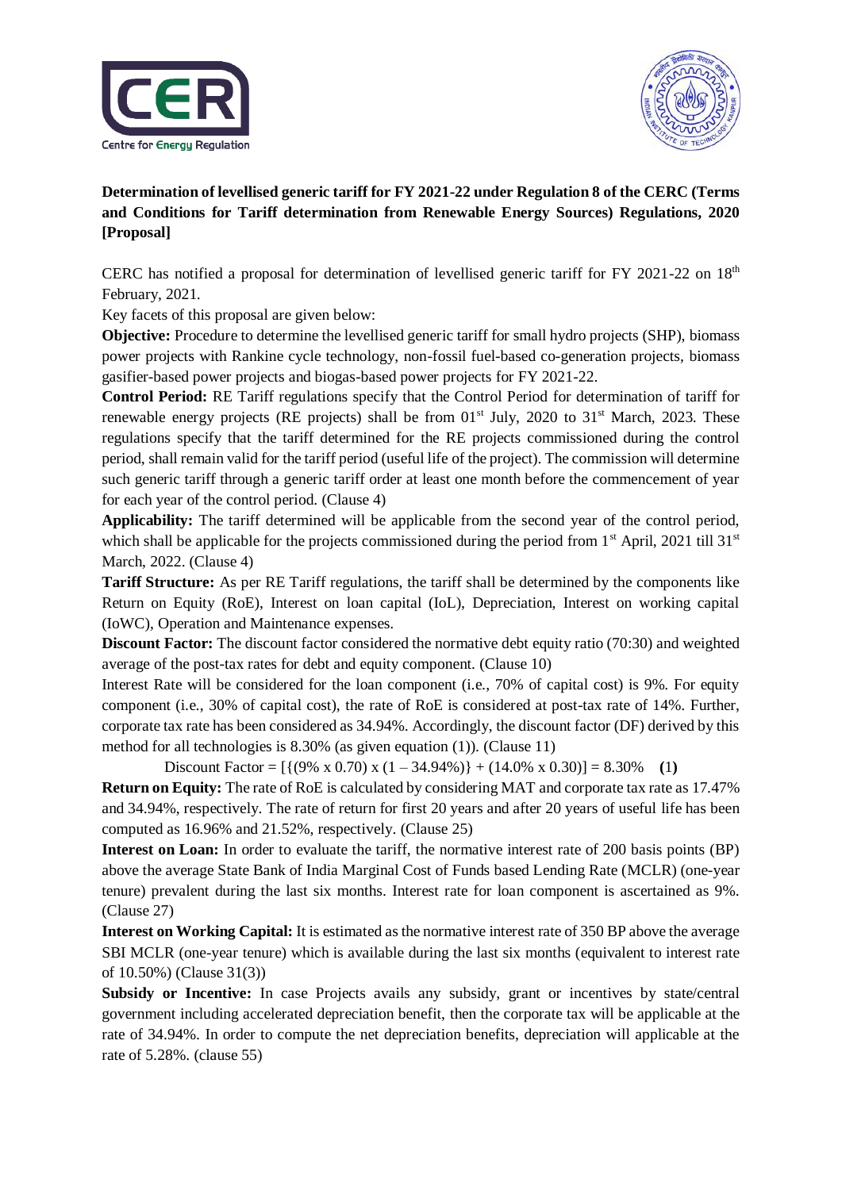**Determination of levellised generic tariff for FY 2021-22 under Regulation 8 of the CERC (Terms and Conditions for Tariff determination from Renewable Energy Sources) Regulations, 2020 [Proposal]**

CERC has notified a proposal for determination of levellised generic tariff for FY 2021-22 on 18th February, 2021.

Key facets of this proposal are given below:

**Objective:** Procedure to determine the levellised generic tariff for small hydro projects (SHP), biomass power projects with Rankine cycle technology, non-fossil fuel-based co-generation projects, biomass gasifier-based power projects and biogas-based power projects for FY 2021-22.

**Control Period:** RE Tariff regulations specify that the Control Period for determination of tariff for renewable energy projects (RE projects) shall be from 01st July, 2020 to 31st March, 2023. These regulations specify that the tariff determined for the RE projects commissioned during the control period, shall remain valid for the tariff period (useful life of the project). The commission will determine such generic tariff through a generic tariff order at least one month before the commencement of year for each year of the control period. (Clause 4)

**Applicability:** The tariff determined will be applicable from the second year of the control period, which shall be applicable for the projects commissioned during the period from 1st April, 2021 till 31st March, 2022. (Clause 4)

**Tariff Structure:** As per RE Tariff regulations, the tariff shall be determined by the components like Return on Equity (RoE), Interest on loan capital (IoL), Depreciation, Interest on working capital (IoWC), Operation and Maintenance expenses.

**Discount Factor:** The discount factor considered the normative debt equity ratio (70:30) and weighted average of the post-tax rates for debt and equity component. (Clause 10)

Interest Rate will be considered for the loan component (i.e., 70% of capital cost) is 9%. For equity component (i.e., 30% of capital cost), the rate of RoE is considered at post-tax rate of 14%. Further, corporate tax rate has been considered as 34.94%. Accordingly, the discount factor (DF) derived by this method for all technologies is 8.30% (as given equation (1)). (Clause 11)

$$\text{Discount Factor} = [\{(9\% \times 0.70) \times (1 - 34.94\%)\} + (14.0\% \times 0.30)] = 8.30\% \quad \textbf{(1)}$$

**Return on Equity:** The rate of RoE is calculated by considering MAT and corporate tax rate as 17.47% and 34.94%, respectively. The rate of return for first 20 years and after 20 years of useful life has been computed as 16.96% and 21.52%, respectively. (Clause 25)

**Interest on Loan:** In order to evaluate the tariff, the normative interest rate of 200 basis points (BP) above the average State Bank of India Marginal Cost of Funds based Lending Rate (MCLR) (one-year tenure) prevalent during the last six months. Interest rate for loan component is ascertained as 9%. (Clause 27)

**Interest on Working Capital:** It is estimated as the normative interest rate of 350 BP above the average SBI MCLR (one-year tenure) which is available during the last six months (equivalent to interest rate of 10.50%) (Clause 31(3))

**Subsidy or Incentive:** In case Projects avails any subsidy, grant or incentives by state/central government including accelerated depreciation benefit, then the corporate tax will be applicable at the rate of 34.94%. In order to compute the net depreciation benefits, depreciation will applicable at the rate of 5.28%. (clause 55)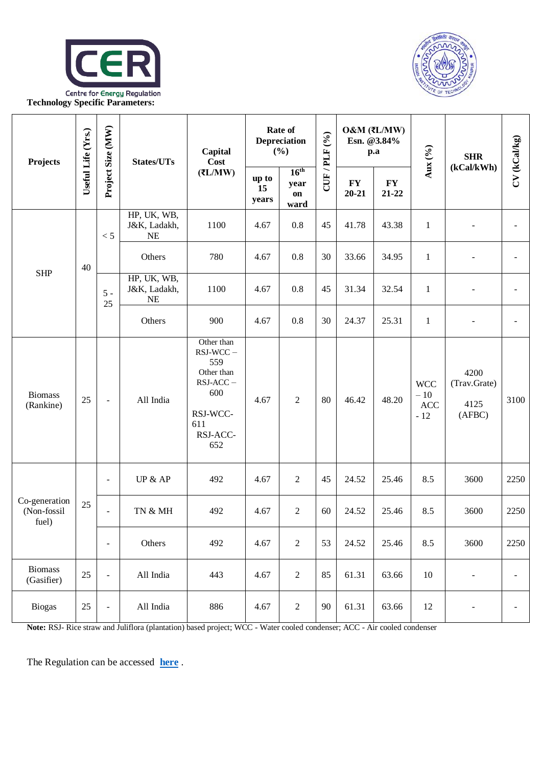**Technology Specific Parameters:**

| Projects | Useful Life (Yrs.) | Project Size (MW) | States/UTs | Capital Cost (₹L/MW) | Rate of Depreciation (%) | | CUF / PLF (%) | O&M (₹L/MW) Esn. @3.84% p.a | | Aux (%) | SHR (kCal/kWh) | CV (kCal/kg) |
|---|---|---|---|---|---|---|---|---|---|---|---|---|
| | | | | | up to 15 years | 16[th] year on ward | | FY 20-21 | FY 21-22 | | | |
| SHP | 40 | < 5 | HP, UK, WB, J&K, Ladakh, NE | 1100 | 4.67 | 0.8 | 45 | 41.78 | 43.38 | 1 | - | - |
| | | | Others | 780 | 4.67 | 0.8 | 30 | 33.66 | 34.95 | 1 | - | - |
| | | 5 - 25 | HP, UK, WB, J&K, Ladakh, NE | 1100 | 4.67 | 0.8 | 45 | 31.34 | 32.54 | 1 | - | - |
| | | | Others | 900 | 4.67 | 0.8 | 30 | 24.37 | 25.31 | 1 | - | - |
| Biomass (Rankine) | 25 | - | All India | Other than RSJ-WCC – 559<br>Other than RSJ-ACC – 600<br>RSJ-WCC- 611<br>RSJ-ACC- 652 | 4.67 | 2 | 80 | 46.42 | 48.20 | WCC – 10<br>ACC - 12 | 4200 (Trav.Grate)<br>4125 (AFBC) | 3100 |
| Co-generation (Non-fossil fuel) | 25 | - | UP & AP | 492 | 4.67 | 2 | 45 | 24.52 | 25.46 | 8.5 | 3600 | 2250 |
| | | - | TN & MH | 492 | 4.67 | 2 | 60 | 24.52 | 25.46 | 8.5 | 3600 | 2250 |
| | | - | Others | 492 | 4.67 | 2 | 53 | 24.52 | 25.46 | 8.5 | 3600 | 2250 |
| Biomass (Gasifier) | 25 | - | All India | 443 | 4.67 | 2 | 85 | 61.31 | 63.66 | 10 | - | - |
| Biogas | 25 | - | All India | 886 | 4.67 | 2 | 90 | 61.31 | 63.66 | 12 | - | - |

**Note:** RSJ- Rice straw and Juliflora (plantation) based project; WCC - Water cooled condenser; ACC - Air cooled condenser

The Regulation can be accessed **here** .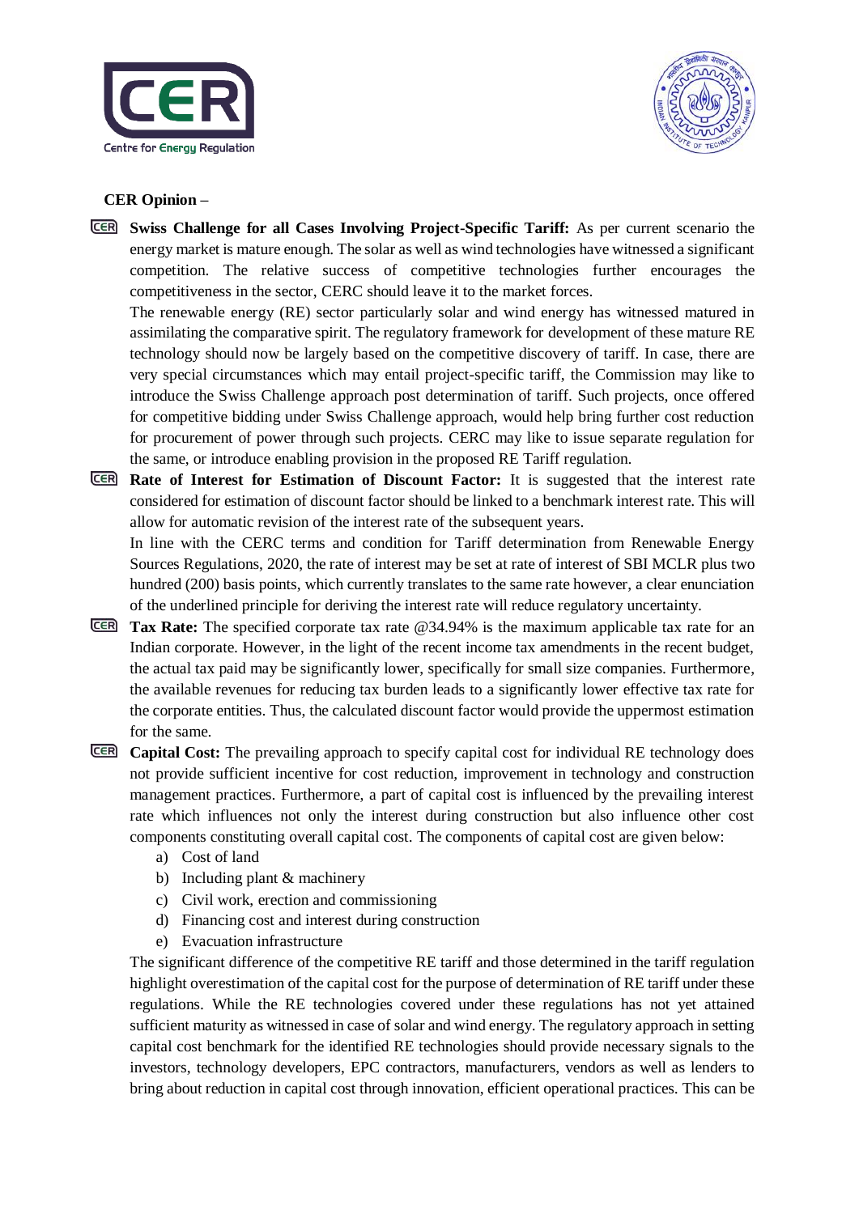**CER Opinion –**

- **Swiss Challenge for all Cases Involving Project-Specific Tariff:** As per current scenario the energy market is mature enough. The solar as well as wind technologies have witnessed a significant competition. The relative success of competitive technologies further encourages the competitiveness in the sector, CERC should leave it to the market forces.

  The renewable energy (RE) sector particularly solar and wind energy has witnessed matured in assimilating the comparative spirit. The regulatory framework for development of these mature RE technology should now be largely based on the competitive discovery of tariff. In case, there are very special circumstances which may entail project-specific tariff, the Commission may like to introduce the Swiss Challenge approach post determination of tariff. Such projects, once offered for competitive bidding under Swiss Challenge approach, would help bring further cost reduction for procurement of power through such projects. CERC may like to issue separate regulation for the same, or introduce enabling provision in the proposed RE Tariff regulation.

- **Rate of Interest for Estimation of Discount Factor:** It is suggested that the interest rate considered for estimation of discount factor should be linked to a benchmark interest rate. This will allow for automatic revision of the interest rate of the subsequent years.

  In line with the CERC terms and condition for Tariff determination from Renewable Energy Sources Regulations, 2020, the rate of interest may be set at rate of interest of SBI MCLR plus two hundred (200) basis points, which currently translates to the same rate however, a clear enunciation of the underlined principle for deriving the interest rate will reduce regulatory uncertainty.

- **Tax Rate:** The specified corporate tax rate @34.94% is the maximum applicable tax rate for an Indian corporate. However, in the light of the recent income tax amendments in the recent budget, the actual tax paid may be significantly lower, specifically for small size companies. Furthermore, the available revenues for reducing tax burden leads to a significantly lower effective tax rate for the corporate entities. Thus, the calculated discount factor would provide the uppermost estimation for the same.

- **Capital Cost:** The prevailing approach to specify capital cost for individual RE technology does not provide sufficient incentive for cost reduction, improvement in technology and construction management practices. Furthermore, a part of capital cost is influenced by the prevailing interest rate which influences not only the interest during construction but also influence other cost components constituting overall capital cost. The components of capital cost are given below:

  a) Cost of land
  b) Including plant & machinery
  c) Civil work, erection and commissioning
  d) Financing cost and interest during construction
  e) Evacuation infrastructure

  The significant difference of the competitive RE tariff and those determined in the tariff regulation highlight overestimation of the capital cost for the purpose of determination of RE tariff under these regulations. While the RE technologies covered under these regulations has not yet attained sufficient maturity as witnessed in case of solar and wind energy. The regulatory approach in setting capital cost benchmark for the identified RE technologies should provide necessary signals to the investors, technology developers, EPC contractors, manufacturers, vendors as well as lenders to bring about reduction in capital cost through innovation, efficient operational practices. This can be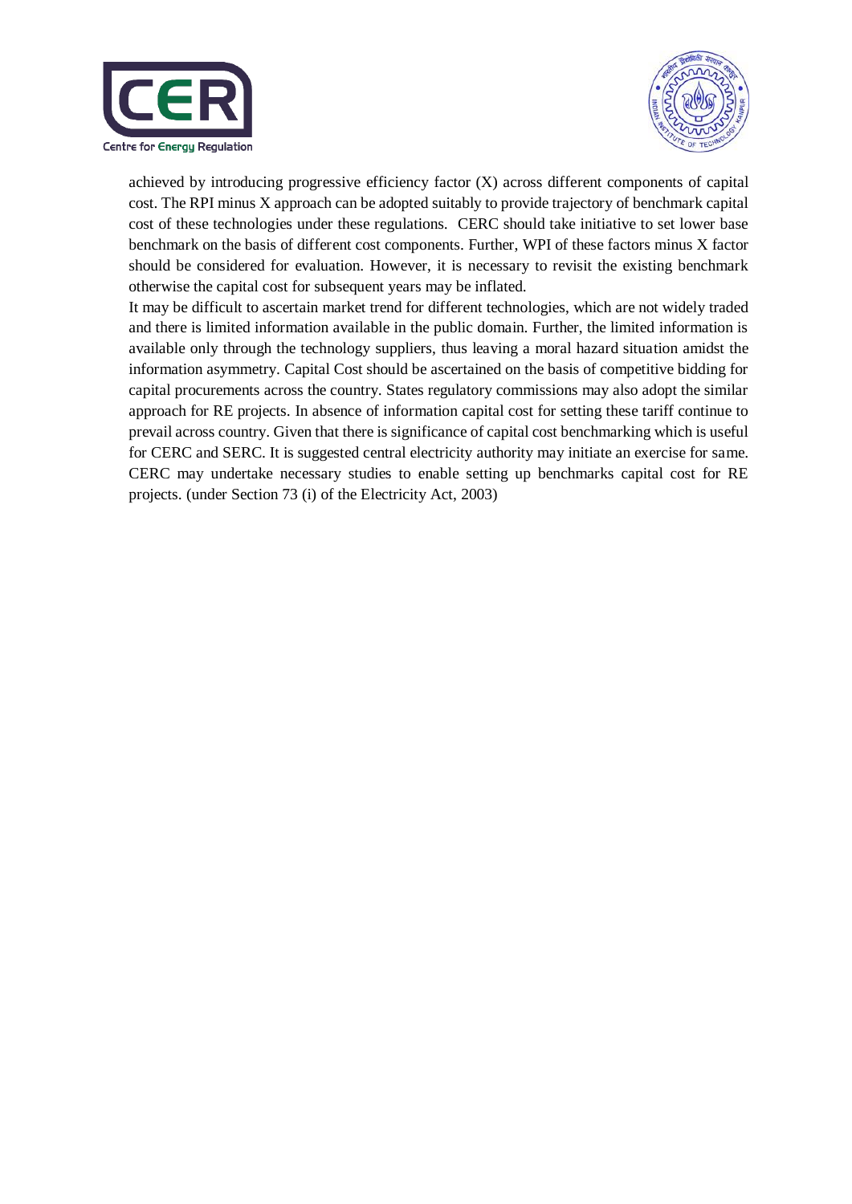achieved by introducing progressive efficiency factor (X) across different components of capital cost. The RPI minus X approach can be adopted suitably to provide trajectory of benchmark capital cost of these technologies under these regulations. CERC should take initiative to set lower base benchmark on the basis of different cost components. Further, WPI of these factors minus X factor should be considered for evaluation. However, it is necessary to revisit the existing benchmark otherwise the capital cost for subsequent years may be inflated.

It may be difficult to ascertain market trend for different technologies, which are not widely traded and there is limited information available in the public domain. Further, the limited information is available only through the technology suppliers, thus leaving a moral hazard situation amidst the information asymmetry. Capital Cost should be ascertained on the basis of competitive bidding for capital procurements across the country. States regulatory commissions may also adopt the similar approach for RE projects. In absence of information capital cost for setting these tariff continue to prevail across country. Given that there is significance of capital cost benchmarking which is useful for CERC and SERC. It is suggested central electricity authority may initiate an exercise for same. CERC may undertake necessary studies to enable setting up benchmarks capital cost for RE projects. (under Section 73 (i) of the Electricity Act, 2003)